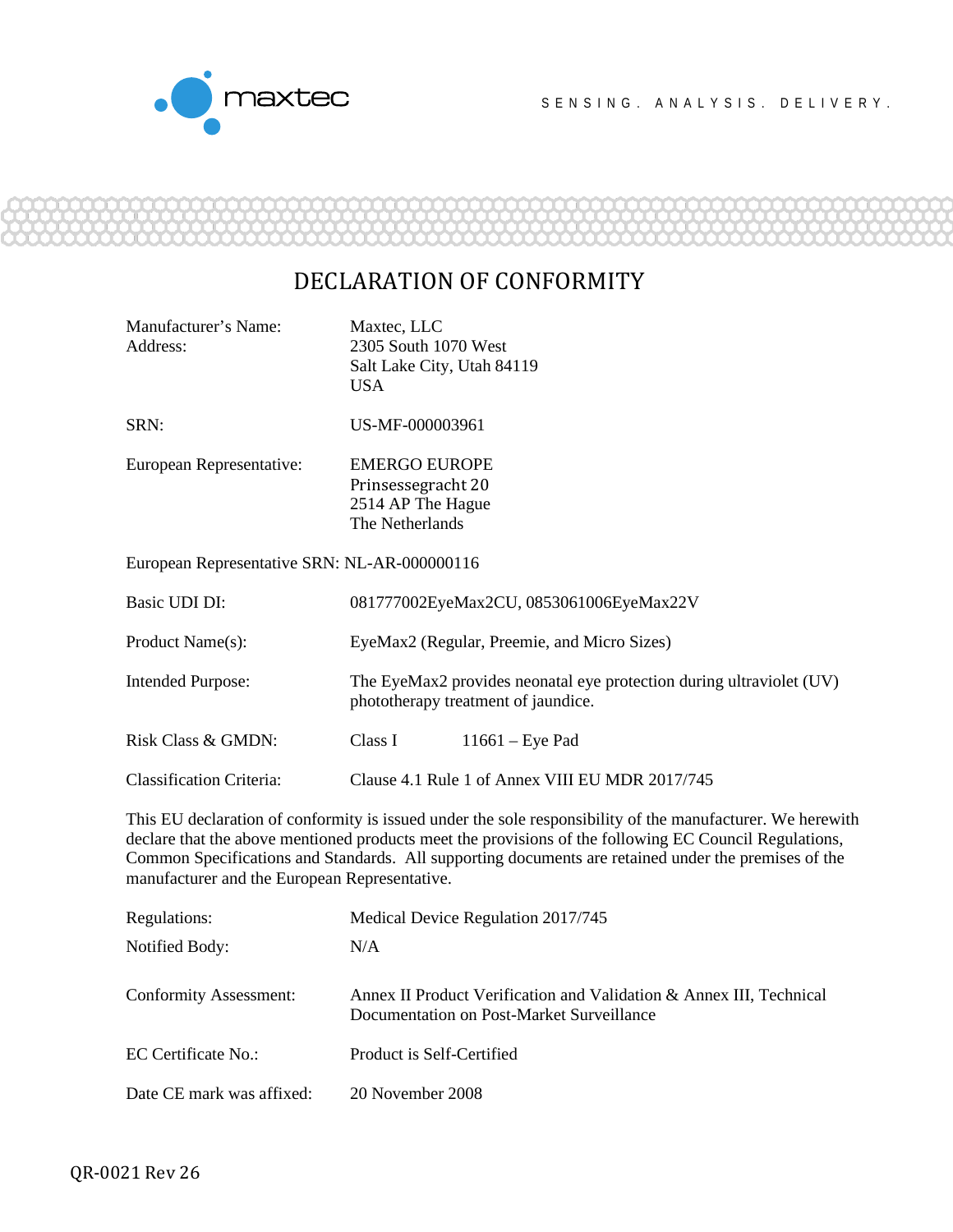maxtec

SENSING. ANALYSIS. DELIVERY.

# DECLARATION OF CONFORMITY

| | |
|---|---|
| Manufacturer's Name: | Maxtec, LLC |
| Address: | 2305 South 1070 West<br>Salt Lake City, Utah 84119<br>USA |
| SRN: | US-MF-000003961 |
| European Representative: | EMERGO EUROPE<br>Prinsessegracht 20<br>2514 AP The Hague<br>The Netherlands |

European Representative SRN: NL-AR-000000116

| | |
|---|---|
| Basic UDI DI: | 081777002EyeMax2CU, 0853061006EyeMax22V |
| Product Name(s): | EyeMax2 (Regular, Preemie, and Micro Sizes) |
| Intended Purpose: | The EyeMax2 provides neonatal eye protection during ultraviolet (UV) phototherapy treatment of jaundice. |
| Risk Class & GMDN: | Class I 11661 – Eye Pad |
| Classification Criteria: | Clause 4.1 Rule 1 of Annex VIII EU MDR 2017/745 |

This EU declaration of conformity is issued under the sole responsibility of the manufacturer. We herewith declare that the above mentioned products meet the provisions of the following EC Council Regulations, Common Specifications and Standards. All supporting documents are retained under the premises of the manufacturer and the European Representative.

| | |
|---|---|
| Regulations: | Medical Device Regulation 2017/745 |
| Notified Body: | N/A |
| Conformity Assessment: | Annex II Product Verification and Validation & Annex III, Technical Documentation on Post-Market Surveillance |
| EC Certificate No.: | Product is Self-Certified |
| Date CE mark was affixed: | 20 November 2008 |

QR-0021 Rev 26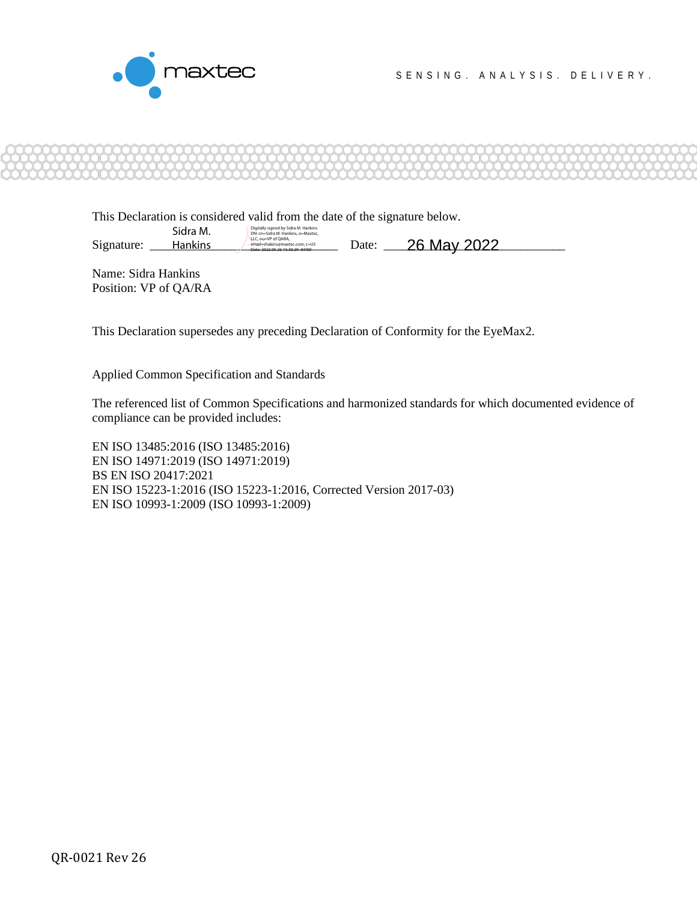This Declaration is considered valid from the date of the signature below.

Signature: Sidra M. Hankins Digitally signed by Sidra M. Hankins DN: cn=Sidra M. Hankins, o=Maxtec, LLC, ou=VP of QARA, email=shakins@maxtec.com, c=US Date: 2022.05.26 15:30:29 -04'00' Date: 26 May 2022

Name: Sidra Hankins
Position: VP of QA/RA

This Declaration supersedes any preceding Declaration of Conformity for the EyeMax2.

Applied Common Specification and Standards

The referenced list of Common Specifications and harmonized standards for which documented evidence of compliance can be provided includes:

EN ISO 13485:2016 (ISO 13485:2016)
EN ISO 14971:2019 (ISO 14971:2019)
BS EN ISO 20417:2021
EN ISO 15223-1:2016 (ISO 15223-1:2016, Corrected Version 2017-03)
EN ISO 10993-1:2009 (ISO 10993-1:2009)

QR-0021 Rev 26